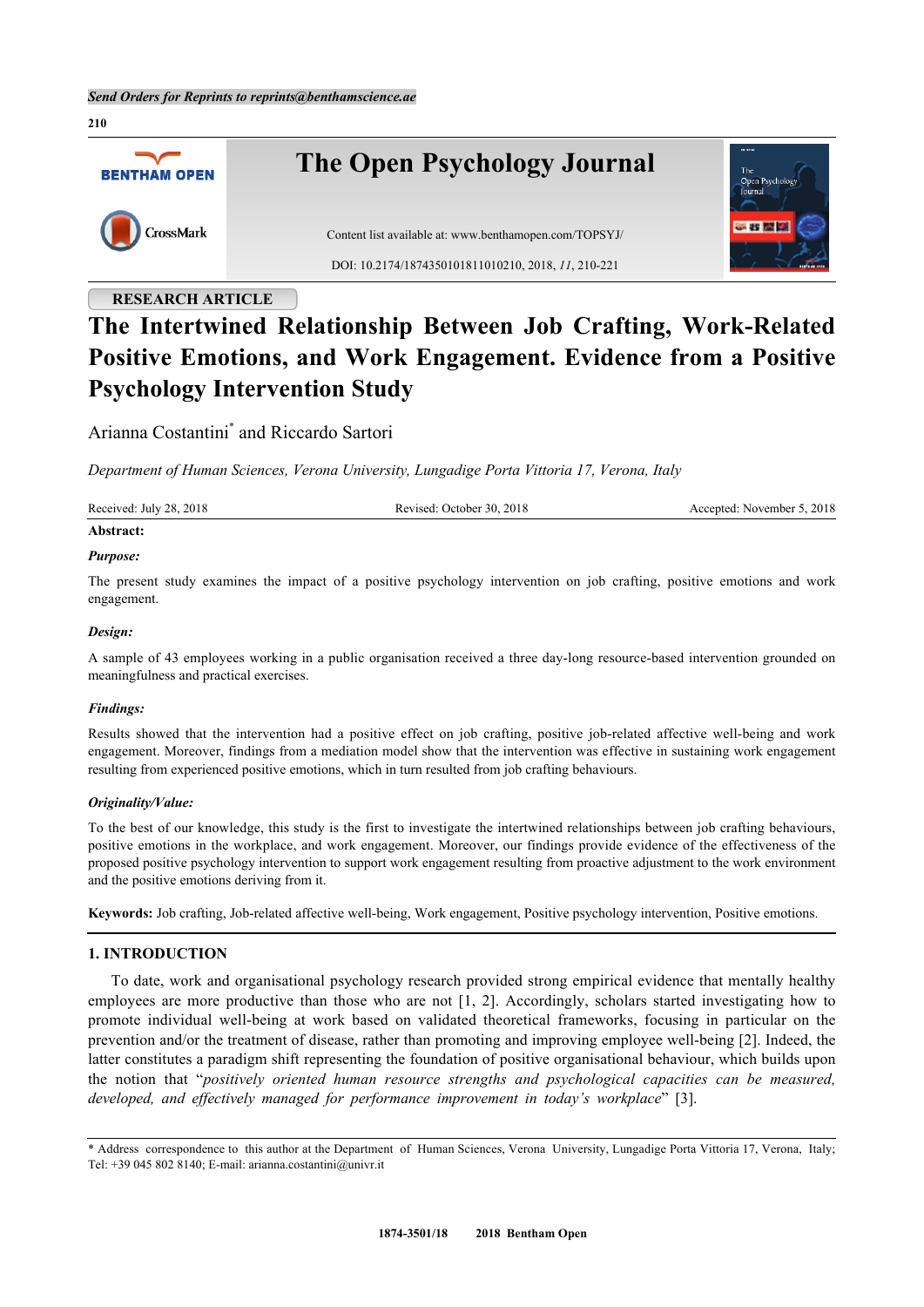RESEARCH ARTICLE

# The Intertwined Relationship Between Job Crafting, Work-Related Positive Emotions, and Work Engagement. Evidence from a Positive Psychology Intervention Study

Arianna Costantini* and Riccardo Sartori

*Department of Human Sciences, Verona University, Lungadige Porta Vittoria 17, Verona, Italy*

Received: July 28, 2018 Revised: October 30, 2018 Accepted: November 5, 2018

**Abstract:**

***Purpose:***

The present study examines the impact of a positive psychology intervention on job crafting, positive emotions and work engagement.

***Design:***

A sample of 43 employees working in a public organisation received a three day-long resource-based intervention grounded on meaningfulness and practical exercises.

***Findings:***

Results showed that the intervention had a positive effect on job crafting, positive job-related affective well-being and work engagement. Moreover, findings from a mediation model show that the intervention was effective in sustaining work engagement resulting from experienced positive emotions, which in turn resulted from job crafting behaviours.

***Originality/Value:***

To the best of our knowledge, this study is the first to investigate the intertwined relationships between job crafting behaviours, positive emotions in the workplace, and work engagement. Moreover, our findings provide evidence of the effectiveness of the proposed positive psychology intervention to support work engagement resulting from proactive adjustment to the work environment and the positive emotions deriving from it.

**Keywords:** Job crafting, Job-related affective well-being, Work engagement, Positive psychology intervention, Positive emotions.

## 1. INTRODUCTION

To date, work and organisational psychology research provided strong empirical evidence that mentally healthy employees are more productive than those who are not [1, 2]. Accordingly, scholars started investigating how to promote individual well-being at work based on validated theoretical frameworks, focusing in particular on the prevention and/or the treatment of disease, rather than promoting and improving employee well-being [2]. Indeed, the latter constitutes a paradigm shift representing the foundation of positive organisational behaviour, which builds upon the notion that "*positively oriented human resource strengths and psychological capacities can be measured, developed, and effectively managed for performance improvement in today's workplace*" [3].

* Address correspondence to this author at the Department of Human Sciences, Verona University, Lungadige Porta Vittoria 17, Verona, Italy; Tel: +39 045 802 8140; E-mail: arianna.costantini@univr.it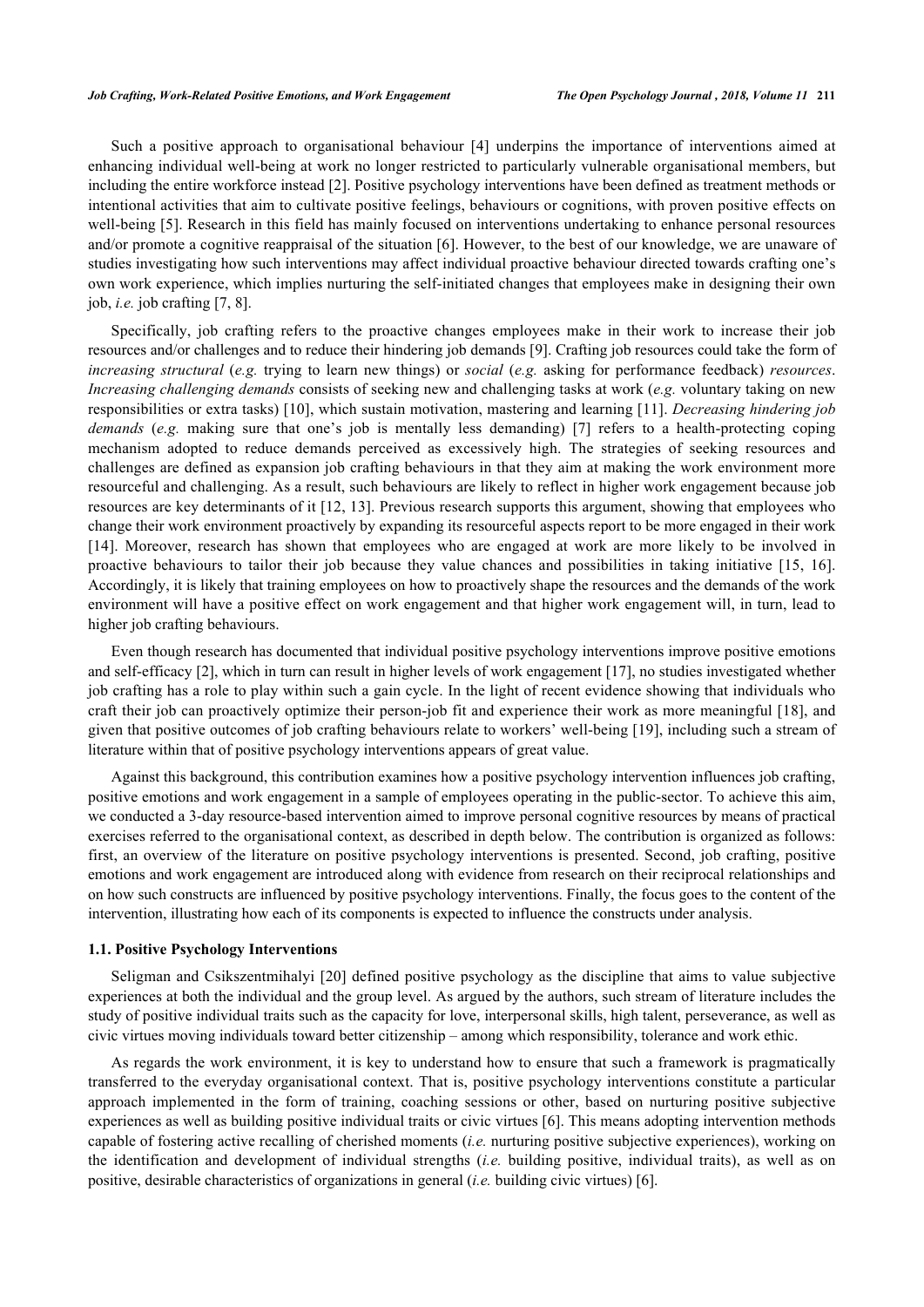Such a positive approach to organisational behaviour [4] underpins the importance of interventions aimed at enhancing individual well-being at work no longer restricted to particularly vulnerable organisational members, but including the entire workforce instead [2]. Positive psychology interventions have been defined as treatment methods or intentional activities that aim to cultivate positive feelings, behaviours or cognitions, with proven positive effects on well-being [5]. Research in this field has mainly focused on interventions undertaking to enhance personal resources and/or promote a cognitive reappraisal of the situation [6]. However, to the best of our knowledge, we are unaware of studies investigating how such interventions may affect individual proactive behaviour directed towards crafting one's own work experience, which implies nurturing the self-initiated changes that employees make in designing their own job, *i.e.* job crafting [7, 8].

Specifically, job crafting refers to the proactive changes employees make in their work to increase their job resources and/or challenges and to reduce their hindering job demands [9]. Crafting job resources could take the form of *increasing structural* (*e.g.* trying to learn new things) or *social* (*e.g.* asking for performance feedback) *resources*. *Increasing challenging demands* consists of seeking new and challenging tasks at work (*e.g.* voluntary taking on new responsibilities or extra tasks) [10], which sustain motivation, mastering and learning [11]. *Decreasing hindering job demands* (*e.g.* making sure that one's job is mentally less demanding) [7] refers to a health-protecting coping mechanism adopted to reduce demands perceived as excessively high. The strategies of seeking resources and challenges are defined as expansion job crafting behaviours in that they aim at making the work environment more resourceful and challenging. As a result, such behaviours are likely to reflect in higher work engagement because job resources are key determinants of it [12, 13]. Previous research supports this argument, showing that employees who change their work environment proactively by expanding its resourceful aspects report to be more engaged in their work [14]. Moreover, research has shown that employees who are engaged at work are more likely to be involved in proactive behaviours to tailor their job because they value chances and possibilities in taking initiative [15, 16]. Accordingly, it is likely that training employees on how to proactively shape the resources and the demands of the work environment will have a positive effect on work engagement and that higher work engagement will, in turn, lead to higher job crafting behaviours.

Even though research has documented that individual positive psychology interventions improve positive emotions and self-efficacy [2], which in turn can result in higher levels of work engagement [17], no studies investigated whether job crafting has a role to play within such a gain cycle. In the light of recent evidence showing that individuals who craft their job can proactively optimize their person-job fit and experience their work as more meaningful [18], and given that positive outcomes of job crafting behaviours relate to workers' well-being [19], including such a stream of literature within that of positive psychology interventions appears of great value.

Against this background, this contribution examines how a positive psychology intervention influences job crafting, positive emotions and work engagement in a sample of employees operating in the public-sector. To achieve this aim, we conducted a 3-day resource-based intervention aimed to improve personal cognitive resources by means of practical exercises referred to the organisational context, as described in depth below. The contribution is organized as follows: first, an overview of the literature on positive psychology interventions is presented. Second, job crafting, positive emotions and work engagement are introduced along with evidence from research on their reciprocal relationships and on how such constructs are influenced by positive psychology interventions. Finally, the focus goes to the content of the intervention, illustrating how each of its components is expected to influence the constructs under analysis.

### 1.1. Positive Psychology Interventions

Seligman and Csikszentmihalyi [20] defined positive psychology as the discipline that aims to value subjective experiences at both the individual and the group level. As argued by the authors, such stream of literature includes the study of positive individual traits such as the capacity for love, interpersonal skills, high talent, perseverance, as well as civic virtues moving individuals toward better citizenship – among which responsibility, tolerance and work ethic.

As regards the work environment, it is key to understand how to ensure that such a framework is pragmatically transferred to the everyday organisational context. That is, positive psychology interventions constitute a particular approach implemented in the form of training, coaching sessions or other, based on nurturing positive subjective experiences as well as building positive individual traits or civic virtues [6]. This means adopting intervention methods capable of fostering active recalling of cherished moments (*i.e.* nurturing positive subjective experiences), working on the identification and development of individual strengths (*i.e.* building positive, individual traits), as well as on positive, desirable characteristics of organizations in general (*i.e.* building civic virtues) [6].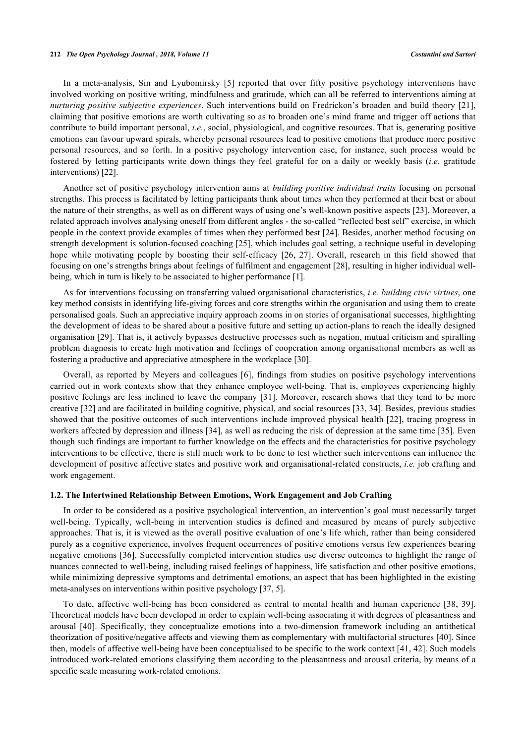In a meta-analysis, Sin and Lyubomirsky [5] reported that over fifty positive psychology interventions have involved working on positive writing, mindfulness and gratitude, which can all be referred to interventions aiming at *nurturing positive subjective experiences*. Such interventions build on Fredrickon's broaden and build theory [21], claiming that positive emotions are worth cultivating so as to broaden one's mind frame and trigger off actions that contribute to build important personal, *i.e.*, social, physiological, and cognitive resources. That is, generating positive emotions can favour upward spirals, whereby personal resources lead to positive emotions that produce more positive personal resources, and so forth. In a positive psychology intervention case, for instance, such process would be fostered by letting participants write down things they feel grateful for on a daily or weekly basis (*i.e.* gratitude interventions) [22].

Another set of positive psychology intervention aims at *building positive individual traits* focusing on personal strengths. This process is facilitated by letting participants think about times when they performed at their best or about the nature of their strengths, as well as on different ways of using one's well-known positive aspects [23]. Moreover, a related approach involves analysing oneself from different angles - the so-called "reflected best self" exercise, in which people in the context provide examples of times when they performed best [24]. Besides, another method focusing on strength development is solution-focused coaching [25], which includes goal setting, a technique useful in developing hope while motivating people by boosting their self-efficacy [26, 27]. Overall, research in this field showed that focusing on one's strengths brings about feelings of fulfilment and engagement [28], resulting in higher individual well-being, which in turn is likely to be associated to higher performance [1].

As for interventions focussing on transferring valued organisational characteristics, *i.e. building civic virtues*, one key method consists in identifying life-giving forces and core strengths within the organisation and using them to create personalised goals. Such an appreciative inquiry approach zooms in on stories of organisational successes, highlighting the development of ideas to be shared about a positive future and setting up action-plans to reach the ideally designed organisation [29]. That is, it actively bypasses destructive processes such as negation, mutual criticism and spiralling problem diagnosis to create high motivation and feelings of cooperation among organisational members as well as fostering a productive and appreciative atmosphere in the workplace [30].

Overall, as reported by Meyers and colleagues [6], findings from studies on positive psychology interventions carried out in work contexts show that they enhance employee well-being. That is, employees experiencing highly positive feelings are less inclined to leave the company [31]. Moreover, research shows that they tend to be more creative [32] and are facilitated in building cognitive, physical, and social resources [33, 34]. Besides, previous studies showed that the positive outcomes of such interventions include improved physical health [22], tracing progress in workers affected by depression and illness [34], as well as reducing the risk of depression at the same time [35]. Even though such findings are important to further knowledge on the effects and the characteristics for positive psychology interventions to be effective, there is still much work to be done to test whether such interventions can influence the development of positive affective states and positive work and organisational-related constructs, *i.e.* job crafting and work engagement.

### 1.2. The Intertwined Relationship Between Emotions, Work Engagement and Job Crafting

In order to be considered as a positive psychological intervention, an intervention's goal must necessarily target well-being. Typically, well-being in intervention studies is defined and measured by means of purely subjective approaches. That is, it is viewed as the overall positive evaluation of one's life which, rather than being considered purely as a cognitive experience, involves frequent occurrences of positive emotions versus few experiences bearing negative emotions [36]. Successfully completed intervention studies use diverse outcomes to highlight the range of nuances connected to well-being, including raised feelings of happiness, life satisfaction and other positive emotions, while minimizing depressive symptoms and detrimental emotions, an aspect that has been highlighted in the existing meta-analyses on interventions within positive psychology [37, 5].

To date, affective well-being has been considered as central to mental health and human experience [38, 39]. Theoretical models have been developed in order to explain well-being associating it with degrees of pleasantness and arousal [40]. Specifically, they conceptualize emotions into a two-dimension framework including an antithetical theorization of positive/negative affects and viewing them as complementary with multifactorial structures [40]. Since then, models of affective well-being have been conceptualised to be specific to the work context [41, 42]. Such models introduced work-related emotions classifying them according to the pleasantness and arousal criteria, by means of a specific scale measuring work-related emotions.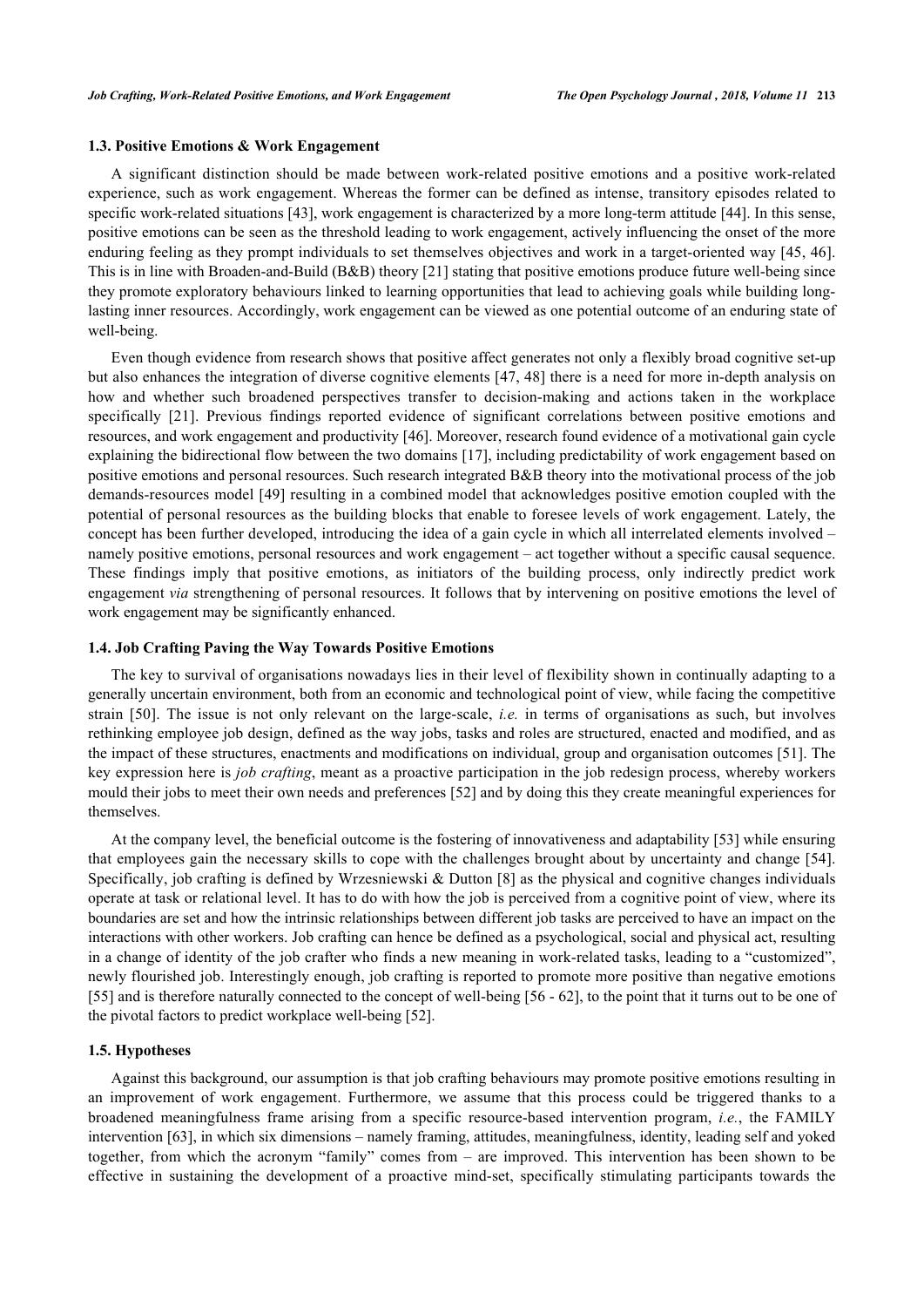### 1.3. Positive Emotions & Work Engagement

A significant distinction should be made between work-related positive emotions and a positive work-related experience, such as work engagement. Whereas the former can be defined as intense, transitory episodes related to specific work-related situations [43], work engagement is characterized by a more long-term attitude [44]. In this sense, positive emotions can be seen as the threshold leading to work engagement, actively influencing the onset of the more enduring feeling as they prompt individuals to set themselves objectives and work in a target-oriented way [45, 46]. This is in line with Broaden-and-Build (B&B) theory [21] stating that positive emotions produce future well-being since they promote exploratory behaviours linked to learning opportunities that lead to achieving goals while building long-lasting inner resources. Accordingly, work engagement can be viewed as one potential outcome of an enduring state of well-being.

Even though evidence from research shows that positive affect generates not only a flexibly broad cognitive set-up but also enhances the integration of diverse cognitive elements [47, 48] there is a need for more in-depth analysis on how and whether such broadened perspectives transfer to decision-making and actions taken in the workplace specifically [21]. Previous findings reported evidence of significant correlations between positive emotions and resources, and work engagement and productivity [46]. Moreover, research found evidence of a motivational gain cycle explaining the bidirectional flow between the two domains [17], including predictability of work engagement based on positive emotions and personal resources. Such research integrated B&B theory into the motivational process of the job demands-resources model [49] resulting in a combined model that acknowledges positive emotion coupled with the potential of personal resources as the building blocks that enable to foresee levels of work engagement. Lately, the concept has been further developed, introducing the idea of a gain cycle in which all interrelated elements involved – namely positive emotions, personal resources and work engagement – act together without a specific causal sequence. These findings imply that positive emotions, as initiators of the building process, only indirectly predict work engagement *via* strengthening of personal resources. It follows that by intervening on positive emotions the level of work engagement may be significantly enhanced.

### 1.4. Job Crafting Paving the Way Towards Positive Emotions

The key to survival of organisations nowadays lies in their level of flexibility shown in continually adapting to a generally uncertain environment, both from an economic and technological point of view, while facing the competitive strain [50]. The issue is not only relevant on the large-scale, *i.e.* in terms of organisations as such, but involves rethinking employee job design, defined as the way jobs, tasks and roles are structured, enacted and modified, and as the impact of these structures, enactments and modifications on individual, group and organisation outcomes [51]. The key expression here is *job crafting*, meant as a proactive participation in the job redesign process, whereby workers mould their jobs to meet their own needs and preferences [52] and by doing this they create meaningful experiences for themselves.

At the company level, the beneficial outcome is the fostering of innovativeness and adaptability [53] while ensuring that employees gain the necessary skills to cope with the challenges brought about by uncertainty and change [54]. Specifically, job crafting is defined by Wrzesniewski & Dutton [8] as the physical and cognitive changes individuals operate at task or relational level. It has to do with how the job is perceived from a cognitive point of view, where its boundaries are set and how the intrinsic relationships between different job tasks are perceived to have an impact on the interactions with other workers. Job crafting can hence be defined as a psychological, social and physical act, resulting in a change of identity of the job crafter who finds a new meaning in work-related tasks, leading to a "customized", newly flourished job. Interestingly enough, job crafting is reported to promote more positive than negative emotions [55] and is therefore naturally connected to the concept of well-being [56 - 62], to the point that it turns out to be one of the pivotal factors to predict workplace well-being [52].

### 1.5. Hypotheses

Against this background, our assumption is that job crafting behaviours may promote positive emotions resulting in an improvement of work engagement. Furthermore, we assume that this process could be triggered thanks to a broadened meaningfulness frame arising from a specific resource-based intervention program, *i.e.*, the FAMILY intervention [63], in which six dimensions – namely framing, attitudes, meaningfulness, identity, leading self and yoked together, from which the acronym "family" comes from – are improved. This intervention has been shown to be effective in sustaining the development of a proactive mind-set, specifically stimulating participants towards the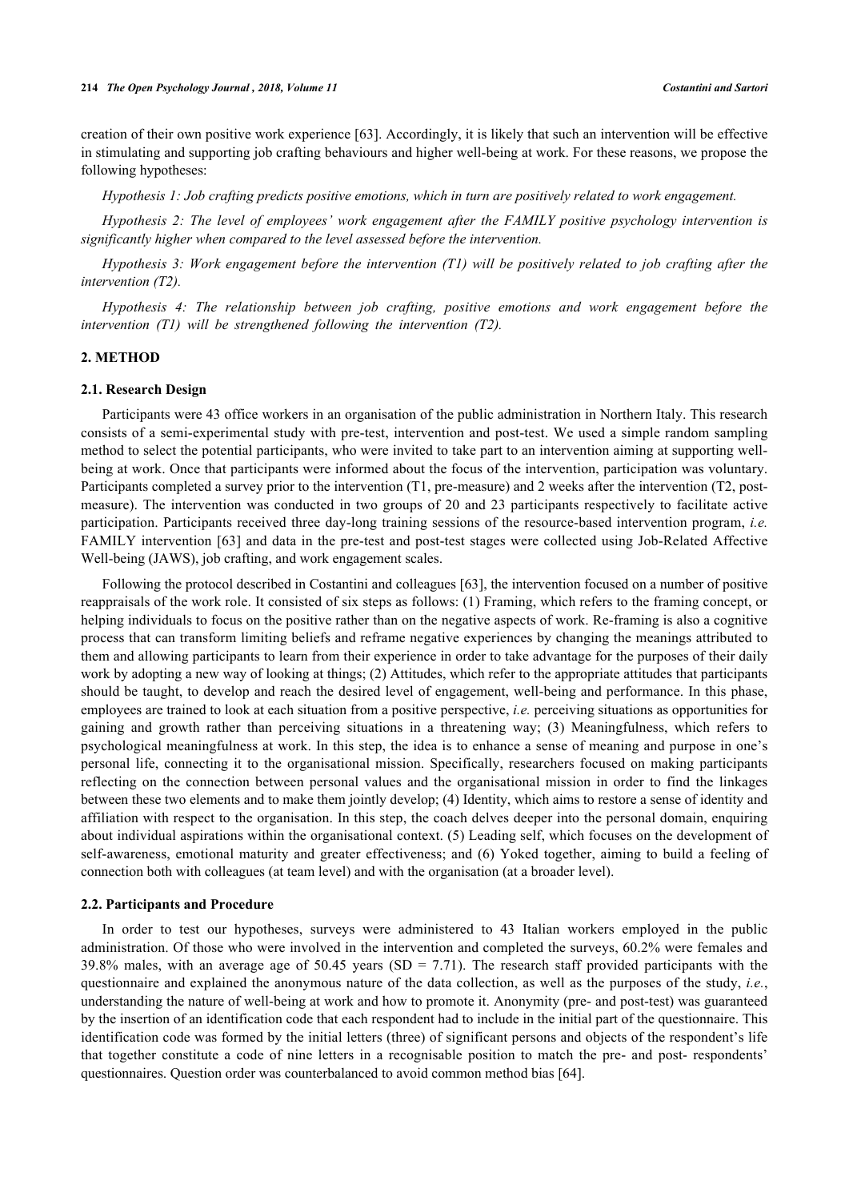creation of their own positive work experience [63]. Accordingly, it is likely that such an intervention will be effective in stimulating and supporting job crafting behaviours and higher well-being at work. For these reasons, we propose the following hypotheses:

*Hypothesis 1: Job crafting predicts positive emotions, which in turn are positively related to work engagement.*

*Hypothesis 2: The level of employees' work engagement after the FAMILY positive psychology intervention is significantly higher when compared to the level assessed before the intervention.*

*Hypothesis 3: Work engagement before the intervention (T1) will be positively related to job crafting after the intervention (T2).*

*Hypothesis 4: The relationship between job crafting, positive emotions and work engagement before the intervention (T1) will be strengthened following the intervention (T2).*

## 2. METHOD

### 2.1. Research Design

Participants were 43 office workers in an organisation of the public administration in Northern Italy. This research consists of a semi-experimental study with pre-test, intervention and post-test. We used a simple random sampling method to select the potential participants, who were invited to take part to an intervention aiming at supporting well-being at work. Once that participants were informed about the focus of the intervention, participation was voluntary. Participants completed a survey prior to the intervention (T1, pre-measure) and 2 weeks after the intervention (T2, post-measure). The intervention was conducted in two groups of 20 and 23 participants respectively to facilitate active participation. Participants received three day-long training sessions of the resource-based intervention program, *i.e.* FAMILY intervention [63] and data in the pre-test and post-test stages were collected using Job-Related Affective Well-being (JAWS), job crafting, and work engagement scales.

Following the protocol described in Costantini and colleagues [63], the intervention focused on a number of positive reappraisals of the work role. It consisted of six steps as follows: (1) Framing, which refers to the framing concept, or helping individuals to focus on the positive rather than on the negative aspects of work. Re-framing is also a cognitive process that can transform limiting beliefs and reframe negative experiences by changing the meanings attributed to them and allowing participants to learn from their experience in order to take advantage for the purposes of their daily work by adopting a new way of looking at things; (2) Attitudes, which refer to the appropriate attitudes that participants should be taught, to develop and reach the desired level of engagement, well-being and performance. In this phase, employees are trained to look at each situation from a positive perspective, *i.e.* perceiving situations as opportunities for gaining and growth rather than perceiving situations in a threatening way; (3) Meaningfulness, which refers to psychological meaningfulness at work. In this step, the idea is to enhance a sense of meaning and purpose in one's personal life, connecting it to the organisational mission. Specifically, researchers focused on making participants reflecting on the connection between personal values and the organisational mission in order to find the linkages between these two elements and to make them jointly develop; (4) Identity, which aims to restore a sense of identity and affiliation with respect to the organisation. In this step, the coach delves deeper into the personal domain, enquiring about individual aspirations within the organisational context. (5) Leading self, which focuses on the development of self-awareness, emotional maturity and greater effectiveness; and (6) Yoked together, aiming to build a feeling of connection both with colleagues (at team level) and with the organisation (at a broader level).

### 2.2. Participants and Procedure

In order to test our hypotheses, surveys were administered to 43 Italian workers employed in the public administration. Of those who were involved in the intervention and completed the surveys, 60.2% were females and 39.8% males, with an average age of 50.45 years (SD = 7.71). The research staff provided participants with the questionnaire and explained the anonymous nature of the data collection, as well as the purposes of the study, *i.e.*, understanding the nature of well-being at work and how to promote it. Anonymity (pre- and post-test) was guaranteed by the insertion of an identification code that each respondent had to include in the initial part of the questionnaire. This identification code was formed by the initial letters (three) of significant persons and objects of the respondent's life that together constitute a code of nine letters in a recognisable position to match the pre- and post- respondents' questionnaires. Question order was counterbalanced to avoid common method bias [64].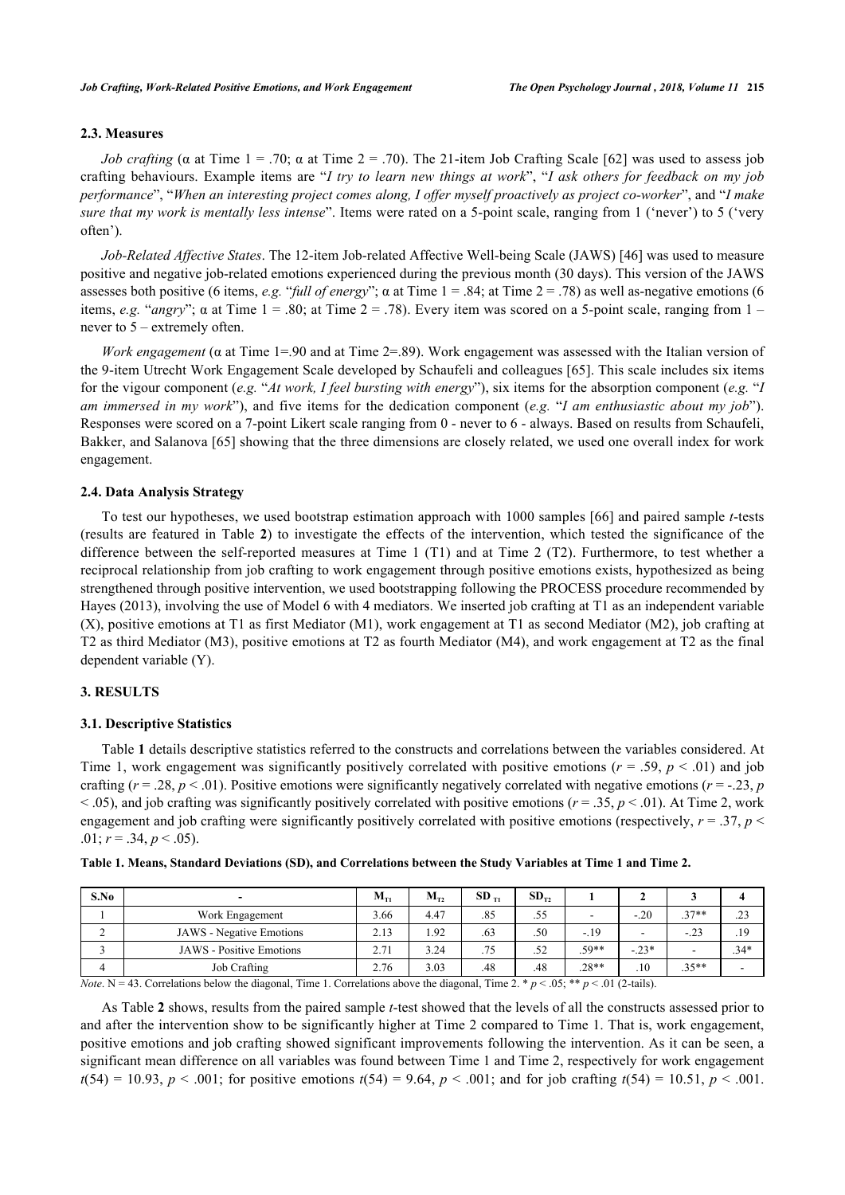### 2.3. Measures

*Job crafting* (α at Time 1 = .70; α at Time 2 = .70). The 21-item Job Crafting Scale [62] was used to assess job crafting behaviours. Example items are "*I try to learn new things at work*", "*I ask others for feedback on my job performance*", "*When an interesting project comes along, I offer myself proactively as project co-worker*", and "*I make sure that my work is mentally less intense*". Items were rated on a 5-point scale, ranging from 1 ('never') to 5 ('very often').

*Job-Related Affective States*. The 12-item Job-related Affective Well-being Scale (JAWS) [46] was used to measure positive and negative job-related emotions experienced during the previous month (30 days). This version of the JAWS assesses both positive (6 items, *e.g.* "*full of energy*"; α at Time 1 = .84; at Time 2 = .78) as well as-negative emotions (6 items, *e.g.* "*angry*"; α at Time 1 = .80; at Time 2 = .78). Every item was scored on a 5-point scale, ranging from 1 – never to 5 – extremely often.

*Work engagement* (α at Time 1=.90 and at Time 2=.89). Work engagement was assessed with the Italian version of the 9-item Utrecht Work Engagement Scale developed by Schaufeli and colleagues [65]. This scale includes six items for the vigour component (*e.g.* "*At work, I feel bursting with energy*"), six items for the absorption component (*e.g.* "*I am immersed in my work*"), and five items for the dedication component (*e.g.* "*I am enthusiastic about my job*"). Responses were scored on a 7-point Likert scale ranging from 0 - never to 6 - always. Based on results from Schaufeli, Bakker, and Salanova [65] showing that the three dimensions are closely related, we used one overall index for work engagement.

### 2.4. Data Analysis Strategy

To test our hypotheses, we used bootstrap estimation approach with 1000 samples [66] and paired sample *t*-tests (results are featured in Table **2**) to investigate the effects of the intervention, which tested the significance of the difference between the self-reported measures at Time 1 (T1) and at Time 2 (T2). Furthermore, to test whether a reciprocal relationship from job crafting to work engagement through positive emotions exists, hypothesized as being strengthened through positive intervention, we used bootstrapping following the PROCESS procedure recommended by Hayes (2013), involving the use of Model 6 with 4 mediators. We inserted job crafting at T1 as an independent variable (X), positive emotions at T1 as first Mediator (M1), work engagement at T1 as second Mediator (M2), job crafting at T2 as third Mediator (M3), positive emotions at T2 as fourth Mediator (M4), and work engagement at T2 as the final dependent variable (Y).

## 3. RESULTS

### 3.1. Descriptive Statistics

Table **1** details descriptive statistics referred to the constructs and correlations between the variables considered. At Time 1, work engagement was significantly positively correlated with positive emotions ($r$ = .59, $p$ < .01) and job crafting ($r$ = .28, $p$ < .01). Positive emotions were significantly negatively correlated with negative emotions ($r$ = -.23, $p$ < .05), and job crafting was significantly positively correlated with positive emotions ($r$ = .35, $p$ < .01). At Time 2, work engagement and job crafting were significantly positively correlated with positive emotions (respectively, $r$ = .37, $p$ < .01; $r$ = .34, $p$ < .05).

**Table 1. Means, Standard Deviations (SD), and Correlations between the Study Variables at Time 1 and Time 2.**

| S.No | - | $M_{T1}$ | $M_{T2}$ | $SD_{T1}$ | $SD_{T2}$ | 1 | 2 | 3 | 4 |
|---|---|---|---|---|---|---|---|---|---|
| 1 | Work Engagement | 3.66 | 4.47 | .85 | .55 | - | -.20 | .37** | .23 |
| 2 | JAWS - Negative Emotions | 2.13 | 1.92 | .63 | .50 | -.19 | - | -.23 | .19 |
| 3 | JAWS - Positive Emotions | 2.71 | 3.24 | .75 | .52 | .59** | -.23* | - | .34* |
| 4 | Job Crafting | 2.76 | 3.03 | .48 | .48 | .28** | .10 | .35** | - |

*Note*. N = 43. Correlations below the diagonal, Time 1. Correlations above the diagonal, Time 2. * $p$ < .05; ** $p$ < .01 (2-tails).

As Table **2** shows, results from the paired sample *t*-test showed that the levels of all the constructs assessed prior to and after the intervention show to be significantly higher at Time 2 compared to Time 1. That is, work engagement, positive emotions and job crafting showed significant improvements following the intervention. As it can be seen, a significant mean difference on all variables was found between Time 1 and Time 2, respectively for work engagement $t(54)$ = 10.93, $p$ < .001; for positive emotions $t(54)$ = 9.64, $p$ < .001; and for job crafting $t(54)$ = 10.51, $p$ < .001.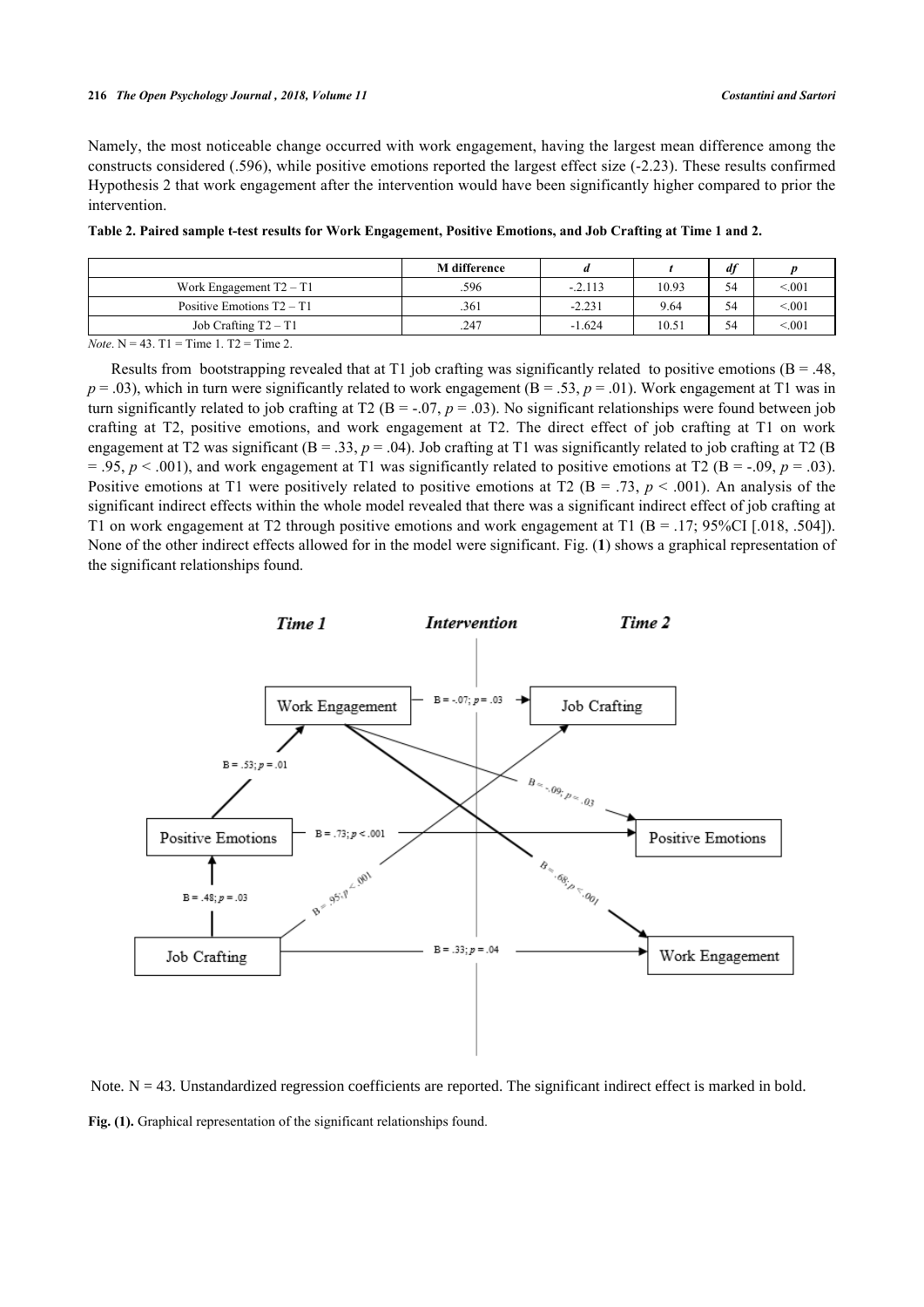Namely, the most noticeable change occurred with work engagement, having the largest mean difference among the constructs considered (.596), while positive emotions reported the largest effect size (-2.23). These results confirmed Hypothesis 2 that work engagement after the intervention would have been significantly higher compared to prior the intervention.

**Table 2. Paired sample t-test results for Work Engagement, Positive Emotions, and Job Crafting at Time 1 and 2.**

| | M difference | *d* | *t* | *df* | *p* |
|---|---|---|---|---|---|
| Work Engagement T2 – T1 | .596 | -.2.113 | 10.93 | 54 | <.001 |
| Positive Emotions T2 – T1 | .361 | -2.231 | 9.64 | 54 | <.001 |
| Job Crafting T2 – T1 | .247 | -1.624 | 10.51 | 54 | <.001 |

*Note*. N = 43. T1 = Time 1. T2 = Time 2.

Results from bootstrapping revealed that at T1 job crafting was significantly related to positive emotions (B = .48, $p = .03$), which in turn were significantly related to work engagement (B = .53, $p = .01$). Work engagement at T1 was in turn significantly related to job crafting at T2 (B = -.07, $p = .03$). No significant relationships were found between job crafting at T2, positive emotions, and work engagement at T2. The direct effect of job crafting at T1 on work engagement at T2 was significant (B = .33, $p = .04$). Job crafting at T1 was significantly related to job crafting at T2 (B = .95, $p < .001$), and work engagement at T1 was significantly related to positive emotions at T2 (B = -.09, $p = .03$). Positive emotions at T1 were positively related to positive emotions at T2 (B = .73, $p < .001$). An analysis of the significant indirect effects within the whole model revealed that there was a significant indirect effect of job crafting at T1 on work engagement at T2 through positive emotions and work engagement at T1 (B = .17; 95%CI [.018, .504]). None of the other indirect effects allowed for in the model were significant. Fig. (**1**) shows a graphical representation of the significant relationships found.

Note. N = 43. Unstandardized regression coefficients are reported. The significant indirect effect is marked in bold.

**Fig. (1).** Graphical representation of the significant relationships found.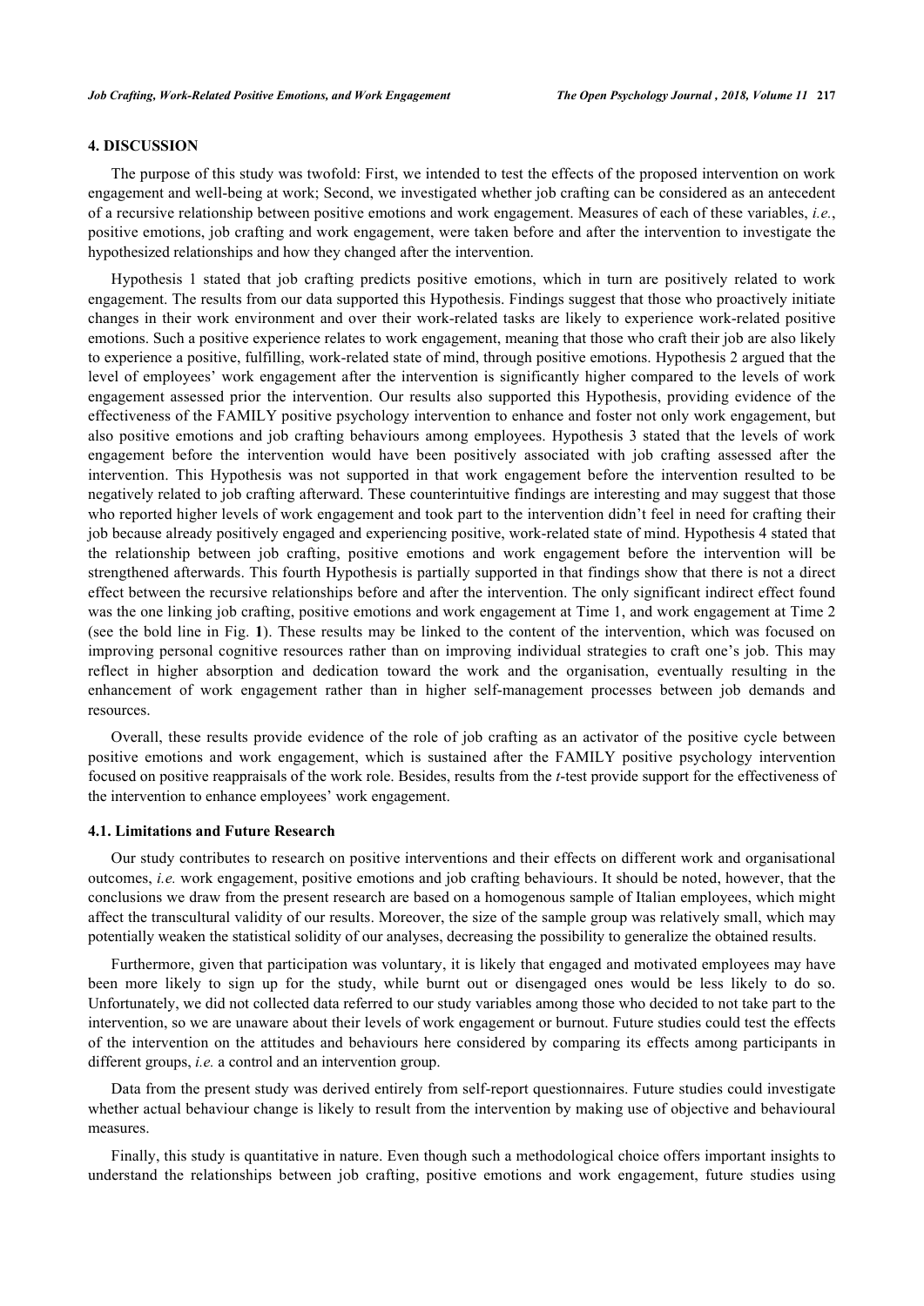## 4. DISCUSSION

The purpose of this study was twofold: First, we intended to test the effects of the proposed intervention on work engagement and well-being at work; Second, we investigated whether job crafting can be considered as an antecedent of a recursive relationship between positive emotions and work engagement. Measures of each of these variables, *i.e.*, positive emotions, job crafting and work engagement, were taken before and after the intervention to investigate the hypothesized relationships and how they changed after the intervention.

Hypothesis 1 stated that job crafting predicts positive emotions, which in turn are positively related to work engagement. The results from our data supported this Hypothesis. Findings suggest that those who proactively initiate changes in their work environment and over their work-related tasks are likely to experience work-related positive emotions. Such a positive experience relates to work engagement, meaning that those who craft their job are also likely to experience a positive, fulfilling, work-related state of mind, through positive emotions. Hypothesis 2 argued that the level of employees' work engagement after the intervention is significantly higher compared to the levels of work engagement assessed prior the intervention. Our results also supported this Hypothesis, providing evidence of the effectiveness of the FAMILY positive psychology intervention to enhance and foster not only work engagement, but also positive emotions and job crafting behaviours among employees. Hypothesis 3 stated that the levels of work engagement before the intervention would have been positively associated with job crafting assessed after the intervention. This Hypothesis was not supported in that work engagement before the intervention resulted to be negatively related to job crafting afterward. These counterintuitive findings are interesting and may suggest that those who reported higher levels of work engagement and took part to the intervention didn't feel in need for crafting their job because already positively engaged and experiencing positive, work-related state of mind. Hypothesis 4 stated that the relationship between job crafting, positive emotions and work engagement before the intervention will be strengthened afterwards. This fourth Hypothesis is partially supported in that findings show that there is not a direct effect between the recursive relationships before and after the intervention. The only significant indirect effect found was the one linking job crafting, positive emotions and work engagement at Time 1, and work engagement at Time 2 (see the bold line in Fig. **1**). These results may be linked to the content of the intervention, which was focused on improving personal cognitive resources rather than on improving individual strategies to craft one's job. This may reflect in higher absorption and dedication toward the work and the organisation, eventually resulting in the enhancement of work engagement rather than in higher self-management processes between job demands and resources.

Overall, these results provide evidence of the role of job crafting as an activator of the positive cycle between positive emotions and work engagement, which is sustained after the FAMILY positive psychology intervention focused on positive reappraisals of the work role. Besides, results from the *t*-test provide support for the effectiveness of the intervention to enhance employees' work engagement.

### 4.1. Limitations and Future Research

Our study contributes to research on positive interventions and their effects on different work and organisational outcomes, *i.e.* work engagement, positive emotions and job crafting behaviours. It should be noted, however, that the conclusions we draw from the present research are based on a homogenous sample of Italian employees, which might affect the transcultural validity of our results. Moreover, the size of the sample group was relatively small, which may potentially weaken the statistical solidity of our analyses, decreasing the possibility to generalize the obtained results.

Furthermore, given that participation was voluntary, it is likely that engaged and motivated employees may have been more likely to sign up for the study, while burnt out or disengaged ones would be less likely to do so. Unfortunately, we did not collected data referred to our study variables among those who decided to not take part to the intervention, so we are unaware about their levels of work engagement or burnout. Future studies could test the effects of the intervention on the attitudes and behaviours here considered by comparing its effects among participants in different groups, *i.e.* a control and an intervention group.

Data from the present study was derived entirely from self-report questionnaires. Future studies could investigate whether actual behaviour change is likely to result from the intervention by making use of objective and behavioural measures.

Finally, this study is quantitative in nature. Even though such a methodological choice offers important insights to understand the relationships between job crafting, positive emotions and work engagement, future studies using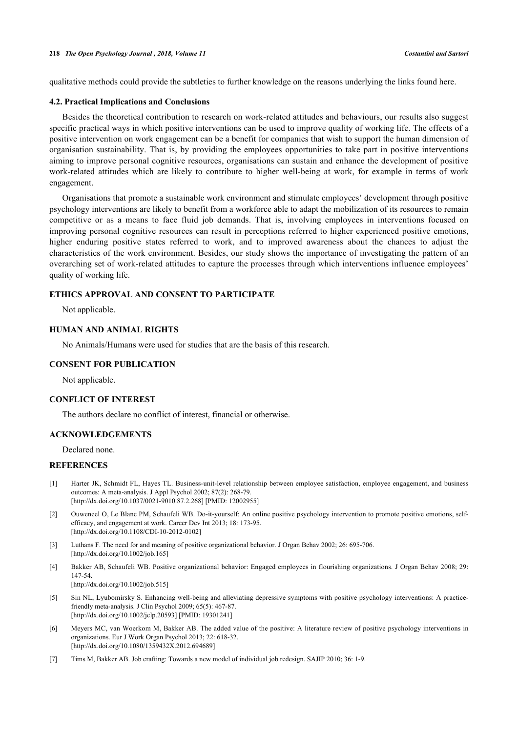qualitative methods could provide the subtleties to further knowledge on the reasons underlying the links found here.

### 4.2. Practical Implications and Conclusions

Besides the theoretical contribution to research on work-related attitudes and behaviours, our results also suggest specific practical ways in which positive interventions can be used to improve quality of working life. The effects of a positive intervention on work engagement can be a benefit for companies that wish to support the human dimension of organisation sustainability. That is, by providing the employees opportunities to take part in positive interventions aiming to improve personal cognitive resources, organisations can sustain and enhance the development of positive work-related attitudes which are likely to contribute to higher well-being at work, for example in terms of work engagement.

Organisations that promote a sustainable work environment and stimulate employees' development through positive psychology interventions are likely to benefit from a workforce able to adapt the mobilization of its resources to remain competitive or as a means to face fluid job demands. That is, involving employees in interventions focused on improving personal cognitive resources can result in perceptions referred to higher experienced positive emotions, higher enduring positive states referred to work, and to improved awareness about the chances to adjust the characteristics of the work environment. Besides, our study shows the importance of investigating the pattern of an overarching set of work-related attitudes to capture the processes through which interventions influence employees' quality of working life.

## ETHICS APPROVAL AND CONSENT TO PARTICIPATE

Not applicable.

## HUMAN AND ANIMAL RIGHTS

No Animals/Humans were used for studies that are the basis of this research.

## CONSENT FOR PUBLICATION

Not applicable.

## CONFLICT OF INTEREST

The authors declare no conflict of interest, financial or otherwise.

## ACKNOWLEDGEMENTS

Declared none.

## REFERENCES

[1] Harter JK, Schmidt FL, Hayes TL. Business-unit-level relationship between employee satisfaction, employee engagement, and business outcomes: A meta-analysis. J Appl Psychol 2002; 87(2): 268-79. [http://dx.doi.org/10.1037/0021-9010.87.2.268] [PMID: 12002955]

[2] Ouweneel O, Le Blanc PM, Schaufeli WB. Do-it-yourself: An online positive psychology intervention to promote positive emotions, self-efficacy, and engagement at work. Career Dev Int 2013; 18: 173-95. [http://dx.doi.org/10.1108/CDI-10-2012-0102]

[3] Luthans F. The need for and meaning of positive organizational behavior. J Organ Behav 2002; 26: 695-706. [http://dx.doi.org/10.1002/job.165]

[4] Bakker AB, Schaufeli WB. Positive organizational behavior: Engaged employees in flourishing organizations. J Organ Behav 2008; 29: 147-54. [http://dx.doi.org/10.1002/job.515]

[5] Sin NL, Lyubomirsky S. Enhancing well-being and alleviating depressive symptoms with positive psychology interventions: A practice-friendly meta-analysis. J Clin Psychol 2009; 65(5): 467-87. [http://dx.doi.org/10.1002/jclp.20593] [PMID: 19301241]

[6] Meyers MC, van Woerkom M, Bakker AB. The added value of the positive: A literature review of positive psychology interventions in organizations. Eur J Work Organ Psychol 2013; 22: 618-32. [http://dx.doi.org/10.1080/1359432X.2012.694689]

[7] Tims M, Bakker AB. Job crafting: Towards a new model of individual job redesign. SAJIP 2010; 36: 1-9.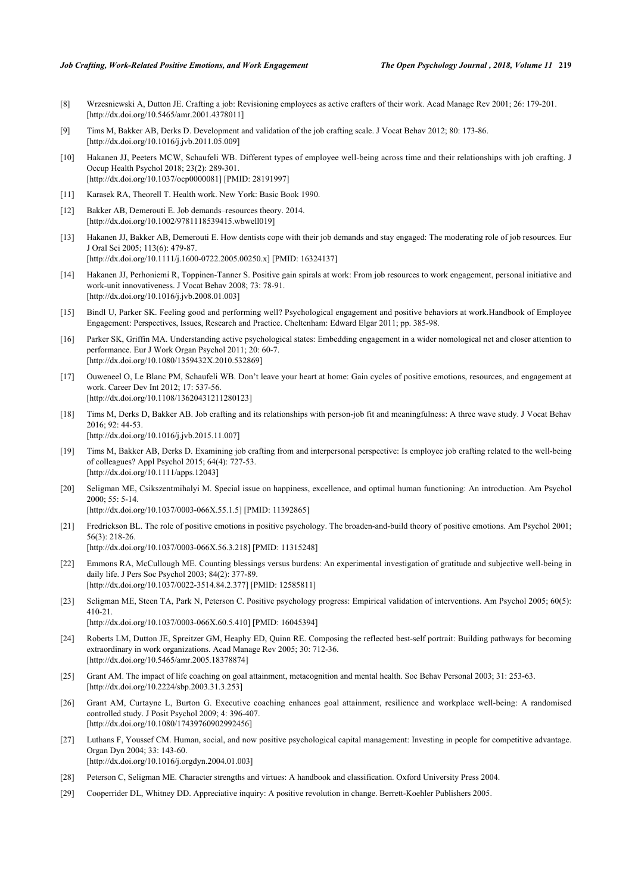[8] Wrzesniewski A, Dutton JE. Crafting a job: Revisioning employees as active crafters of their work. Acad Manage Rev 2001; 26: 179-201. [http://dx.doi.org/10.5465/amr.2001.4378011]

[9] Tims M, Bakker AB, Derks D. Development and validation of the job crafting scale. J Vocat Behav 2012; 80: 173-86. [http://dx.doi.org/10.1016/j.jvb.2011.05.009]

[10] Hakanen JJ, Peeters MCW, Schaufeli WB. Different types of employee well-being across time and their relationships with job crafting. J Occup Health Psychol 2018; 23(2): 289-301. [http://dx.doi.org/10.1037/ocp0000081] [PMID: 28191997]

[11] Karasek RA, Theorell T. Health work. New York: Basic Book 1990.

[12] Bakker AB, Demerouti E. Job demands–resources theory. 2014. [http://dx.doi.org/10.1002/9781118539415.wbwell019]

[13] Hakanen JJ, Bakker AB, Demerouti E. How dentists cope with their job demands and stay engaged: The moderating role of job resources. Eur J Oral Sci 2005; 113(6): 479-87. [http://dx.doi.org/10.1111/j.1600-0722.2005.00250.x] [PMID: 16324137]

[14] Hakanen JJ, Perhoniemi R, Toppinen-Tanner S. Positive gain spirals at work: From job resources to work engagement, personal initiative and work-unit innovativeness. J Vocat Behav 2008; 73: 78-91. [http://dx.doi.org/10.1016/j.jvb.2008.01.003]

[15] Bindl U, Parker SK. Feeling good and performing well? Psychological engagement and positive behaviors at work.Handbook of Employee Engagement: Perspectives, Issues, Research and Practice. Cheltenham: Edward Elgar 2011; pp. 385-98.

[16] Parker SK, Griffin MA. Understanding active psychological states: Embedding engagement in a wider nomological net and closer attention to performance. Eur J Work Organ Psychol 2011; 20: 60-7. [http://dx.doi.org/10.1080/1359432X.2010.532869]

[17] Ouweneel O, Le Blanc PM, Schaufeli WB. Don't leave your heart at home: Gain cycles of positive emotions, resources, and engagement at work. Career Dev Int 2012; 17: 537-56. [http://dx.doi.org/10.1108/13620431211280123]

[18] Tims M, Derks D, Bakker AB. Job crafting and its relationships with person-job fit and meaningfulness: A three wave study. J Vocat Behav 2016; 92: 44-53. [http://dx.doi.org/10.1016/j.jvb.2015.11.007]

[19] Tims M, Bakker AB, Derks D. Examining job crafting from and interpersonal perspective: Is employee job crafting related to the well-being of colleagues? Appl Psychol 2015; 64(4): 727-53. [http://dx.doi.org/10.1111/apps.12043]

[20] Seligman ME, Csikszentmihalyi M. Special issue on happiness, excellence, and optimal human functioning: An introduction. Am Psychol 2000; 55: 5-14. [http://dx.doi.org/10.1037/0003-066X.55.1.5] [PMID: 11392865]

[21] Fredrickson BL. The role of positive emotions in positive psychology. The broaden-and-build theory of positive emotions. Am Psychol 2001; 56(3): 218-26. [http://dx.doi.org/10.1037/0003-066X.56.3.218] [PMID: 11315248]

[22] Emmons RA, McCullough ME. Counting blessings versus burdens: An experimental investigation of gratitude and subjective well-being in daily life. J Pers Soc Psychol 2003; 84(2): 377-89. [http://dx.doi.org/10.1037/0022-3514.84.2.377] [PMID: 12585811]

[23] Seligman ME, Steen TA, Park N, Peterson C. Positive psychology progress: Empirical validation of interventions. Am Psychol 2005; 60(5): 410-21. [http://dx.doi.org/10.1037/0003-066X.60.5.410] [PMID: 16045394]

[24] Roberts LM, Dutton JE, Spreitzer GM, Heaphy ED, Quinn RE. Composing the reflected best-self portrait: Building pathways for becoming extraordinary in work organizations. Acad Manage Rev 2005; 30: 712-36. [http://dx.doi.org/10.5465/amr.2005.18378874]

[25] Grant AM. The impact of life coaching on goal attainment, metacognition and mental health. Soc Behav Personal 2003; 31: 253-63. [http://dx.doi.org/10.2224/sbp.2003.31.3.253]

[26] Grant AM, Curtayne L, Burton G. Executive coaching enhances goal attainment, resilience and workplace well-being: A randomised controlled study. J Posit Psychol 2009; 4: 396-407. [http://dx.doi.org/10.1080/17439760902992456]

[27] Luthans F, Youssef CM. Human, social, and now positive psychological capital management: Investing in people for competitive advantage. Organ Dyn 2004; 33: 143-60. [http://dx.doi.org/10.1016/j.orgdyn.2004.01.003]

[28] Peterson C, Seligman ME. Character strengths and virtues: A handbook and classification. Oxford University Press 2004.

[29] Cooperrider DL, Whitney DD. Appreciative inquiry: A positive revolution in change. Berrett-Koehler Publishers 2005.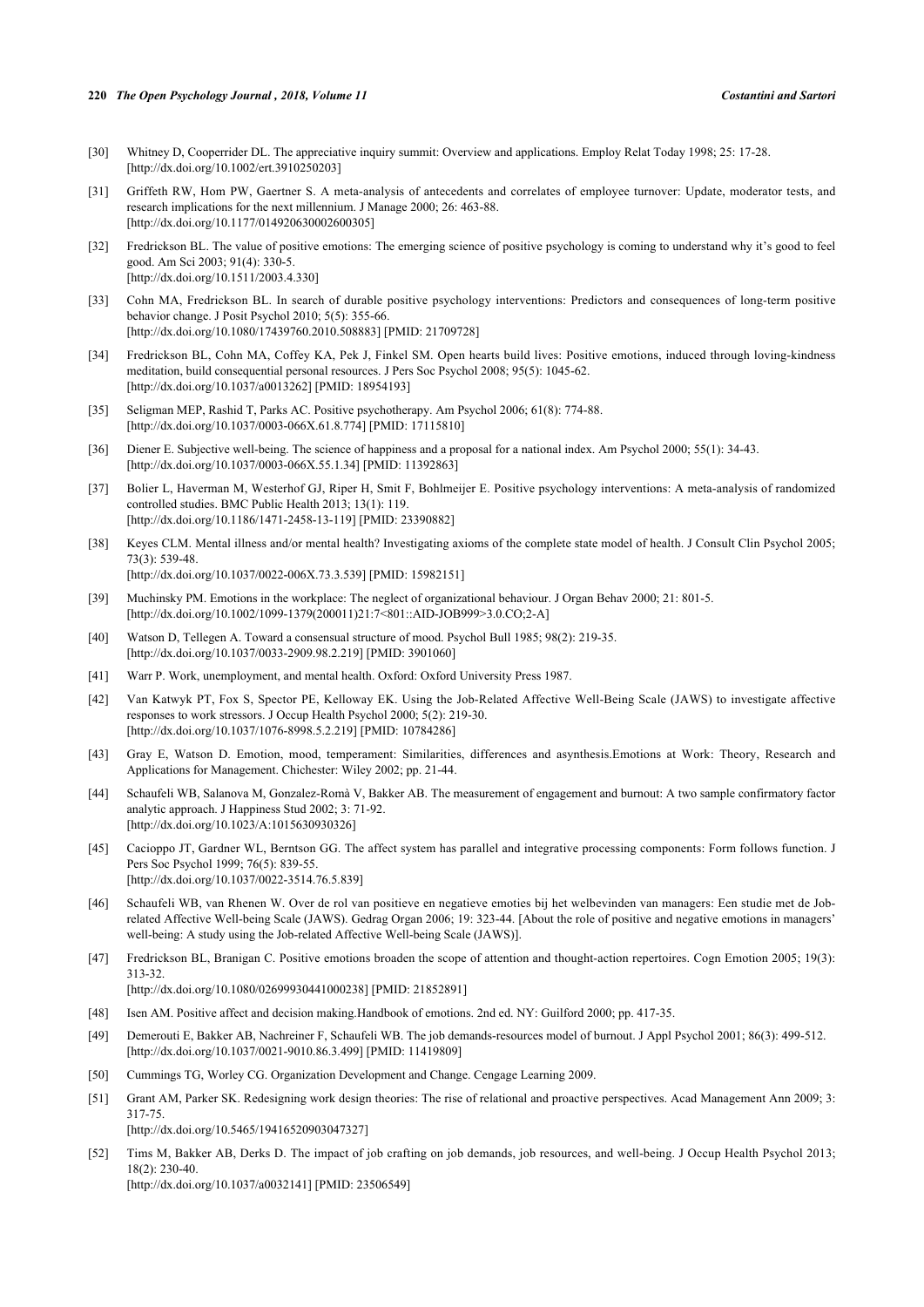[30] Whitney D, Cooperrider DL. The appreciative inquiry summit: Overview and applications. Employ Relat Today 1998; 25: 17-28. [http://dx.doi.org/10.1002/ert.3910250203]

[31] Griffeth RW, Hom PW, Gaertner S. A meta-analysis of antecedents and correlates of employee turnover: Update, moderator tests, and research implications for the next millennium. J Manage 2000; 26: 463-88. [http://dx.doi.org/10.1177/014920630002600305]

[32] Fredrickson BL. The value of positive emotions: The emerging science of positive psychology is coming to understand why it's good to feel good. Am Sci 2003; 91(4): 330-5. [http://dx.doi.org/10.1511/2003.4.330]

[33] Cohn MA, Fredrickson BL. In search of durable positive psychology interventions: Predictors and consequences of long-term positive behavior change. J Posit Psychol 2010; 5(5): 355-66. [http://dx.doi.org/10.1080/17439760.2010.508883] [PMID: 21709728]

[34] Fredrickson BL, Cohn MA, Coffey KA, Pek J, Finkel SM. Open hearts build lives: Positive emotions, induced through loving-kindness meditation, build consequential personal resources. J Pers Soc Psychol 2008; 95(5): 1045-62. [http://dx.doi.org/10.1037/a0013262] [PMID: 18954193]

[35] Seligman MEP, Rashid T, Parks AC. Positive psychotherapy. Am Psychol 2006; 61(8): 774-88. [http://dx.doi.org/10.1037/0003-066X.61.8.774] [PMID: 17115810]

[36] Diener E. Subjective well-being. The science of happiness and a proposal for a national index. Am Psychol 2000; 55(1): 34-43. [http://dx.doi.org/10.1037/0003-066X.55.1.34] [PMID: 11392863]

[37] Bolier L, Haverman M, Westerhof GJ, Riper H, Smit F, Bohlmeijer E. Positive psychology interventions: A meta-analysis of randomized controlled studies. BMC Public Health 2013; 13(1): 119. [http://dx.doi.org/10.1186/1471-2458-13-119] [PMID: 23390882]

[38] Keyes CLM. Mental illness and/or mental health? Investigating axioms of the complete state model of health. J Consult Clin Psychol 2005; 73(3): 539-48. [http://dx.doi.org/10.1037/0022-006X.73.3.539] [PMID: 15982151]

[39] Muchinsky PM. Emotions in the workplace: The neglect of organizational behaviour. J Organ Behav 2000; 21: 801-5. [http://dx.doi.org/10.1002/1099-1379(200011)21:7<801::AID-JOB999>3.0.CO;2-A]

[40] Watson D, Tellegen A. Toward a consensual structure of mood. Psychol Bull 1985; 98(2): 219-35. [http://dx.doi.org/10.1037/0033-2909.98.2.219] [PMID: 3901060]

[41] Warr P. Work, unemployment, and mental health. Oxford: Oxford University Press 1987.

[42] Van Katwyk PT, Fox S, Spector PE, Kelloway EK. Using the Job-Related Affective Well-Being Scale (JAWS) to investigate affective responses to work stressors. J Occup Health Psychol 2000; 5(2): 219-30. [http://dx.doi.org/10.1037/1076-8998.5.2.219] [PMID: 10784286]

[43] Gray E, Watson D. Emotion, mood, temperament: Similarities, differences and asynthesis.Emotions at Work: Theory, Research and Applications for Management. Chichester: Wiley 2002; pp. 21-44.

[44] Schaufeli WB, Salanova M, Gonzalez-Romà V, Bakker AB. The measurement of engagement and burnout: A two sample confirmatory factor analytic approach. J Happiness Stud 2002; 3: 71-92. [http://dx.doi.org/10.1023/A:1015630930326]

[45] Cacioppo JT, Gardner WL, Berntson GG. The affect system has parallel and integrative processing components: Form follows function. J Pers Soc Psychol 1999; 76(5): 839-55. [http://dx.doi.org/10.1037/0022-3514.76.5.839]

[46] Schaufeli WB, van Rhenen W. Over de rol van positieve en negatieve emoties bij het welbevinden van managers: Een studie met de Job-related Affective Well-being Scale (JAWS). Gedrag Organ 2006; 19: 323-44. [About the role of positive and negative emotions in managers' well-being: A study using the Job-related Affective Well-being Scale (JAWS)].

[47] Fredrickson BL, Branigan C. Positive emotions broaden the scope of attention and thought-action repertoires. Cogn Emotion 2005; 19(3): 313-32. [http://dx.doi.org/10.1080/02699930441000238] [PMID: 21852891]

[48] Isen AM. Positive affect and decision making.Handbook of emotions. 2nd ed. NY: Guilford 2000; pp. 417-35.

[49] Demerouti E, Bakker AB, Nachreiner F, Schaufeli WB. The job demands-resources model of burnout. J Appl Psychol 2001; 86(3): 499-512. [http://dx.doi.org/10.1037/0021-9010.86.3.499] [PMID: 11419809]

[50] Cummings TG, Worley CG. Organization Development and Change. Cengage Learning 2009.

[51] Grant AM, Parker SK. Redesigning work design theories: The rise of relational and proactive perspectives. Acad Management Ann 2009; 3: 317-75. [http://dx.doi.org/10.5465/19416520903047327]

[52] Tims M, Bakker AB, Derks D. The impact of job crafting on job demands, job resources, and well-being. J Occup Health Psychol 2013; 18(2): 230-40. [http://dx.doi.org/10.1037/a0032141] [PMID: 23506549]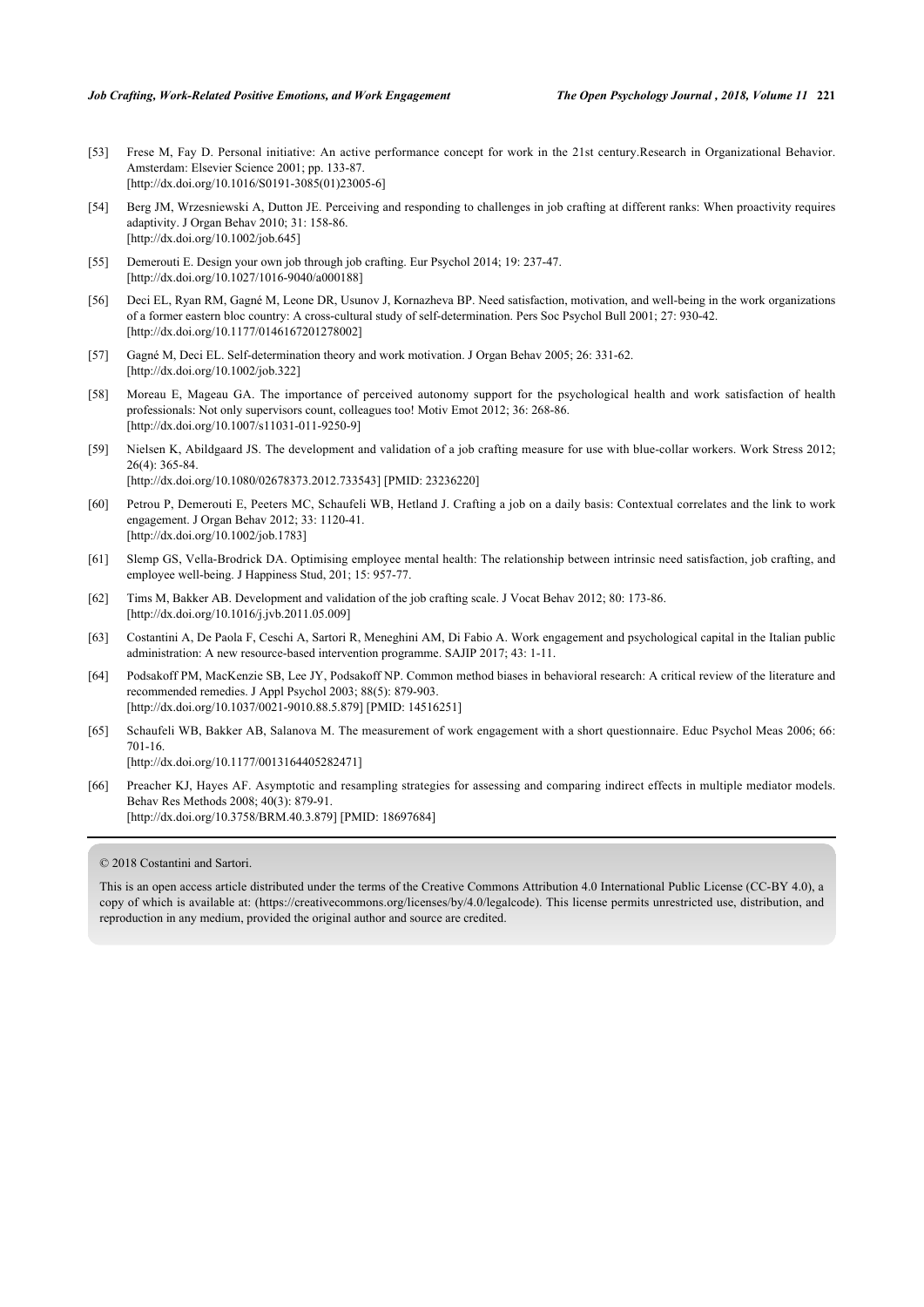[53] Frese M, Fay D. Personal initiative: An active performance concept for work in the 21st century.Research in Organizational Behavior. Amsterdam: Elsevier Science 2001; pp. 133-87.
[http://dx.doi.org/10.1016/S0191-3085(01)23005-6]

[54] Berg JM, Wrzesniewski A, Dutton JE. Perceiving and responding to challenges in job crafting at different ranks: When proactivity requires adaptivity. J Organ Behav 2010; 31: 158-86.
[http://dx.doi.org/10.1002/job.645]

[55] Demerouti E. Design your own job through job crafting. Eur Psychol 2014; 19: 237-47.
[http://dx.doi.org/10.1027/1016-9040/a000188]

[56] Deci EL, Ryan RM, Gagné M, Leone DR, Usunov J, Kornazheva BP. Need satisfaction, motivation, and well-being in the work organizations of a former eastern bloc country: A cross-cultural study of self-determination. Pers Soc Psychol Bull 2001; 27: 930-42.
[http://dx.doi.org/10.1177/0146167201278002]

[57] Gagné M, Deci EL. Self-determination theory and work motivation. J Organ Behav 2005; 26: 331-62.
[http://dx.doi.org/10.1002/job.322]

[58] Moreau E, Mageau GA. The importance of perceived autonomy support for the psychological health and work satisfaction of health professionals: Not only supervisors count, colleagues too! Motiv Emot 2012; 36: 268-86.
[http://dx.doi.org/10.1007/s11031-011-9250-9]

[59] Nielsen K, Abildgaard JS. The development and validation of a job crafting measure for use with blue-collar workers. Work Stress 2012; 26(4): 365-84.
[http://dx.doi.org/10.1080/02678373.2012.733543] [PMID: 23236220]

[60] Petrou P, Demerouti E, Peeters MC, Schaufeli WB, Hetland J. Crafting a job on a daily basis: Contextual correlates and the link to work engagement. J Organ Behav 2012; 33: 1120-41.
[http://dx.doi.org/10.1002/job.1783]

[61] Slemp GS, Vella-Brodrick DA. Optimising employee mental health: The relationship between intrinsic need satisfaction, job crafting, and employee well-being. J Happiness Stud, 201; 15: 957-77.

[62] Tims M, Bakker AB. Development and validation of the job crafting scale. J Vocat Behav 2012; 80: 173-86.
[http://dx.doi.org/10.1016/j.jvb.2011.05.009]

[63] Costantini A, De Paola F, Ceschi A, Sartori R, Meneghini AM, Di Fabio A. Work engagement and psychological capital in the Italian public administration: A new resource-based intervention programme. SAJIP 2017; 43: 1-11.

[64] Podsakoff PM, MacKenzie SB, Lee JY, Podsakoff NP. Common method biases in behavioral research: A critical review of the literature and recommended remedies. J Appl Psychol 2003; 88(5): 879-903.
[http://dx.doi.org/10.1037/0021-9010.88.5.879] [PMID: 14516251]

[65] Schaufeli WB, Bakker AB, Salanova M. The measurement of work engagement with a short questionnaire. Educ Psychol Meas 2006; 66: 701-16.
[http://dx.doi.org/10.1177/0013164405282471]

[66] Preacher KJ, Hayes AF. Asymptotic and resampling strategies for assessing and comparing indirect effects in multiple mediator models. Behav Res Methods 2008; 40(3): 879-91.
[http://dx.doi.org/10.3758/BRM.40.3.879] [PMID: 18697684]

---

© 2018 Costantini and Sartori.

This is an open access article distributed under the terms of the Creative Commons Attribution 4.0 International Public License (CC-BY 4.0), a copy of which is available at: (https://creativecommons.org/licenses/by/4.0/legalcode). This license permits unrestricted use, distribution, and reproduction in any medium, provided the original author and source are credited.